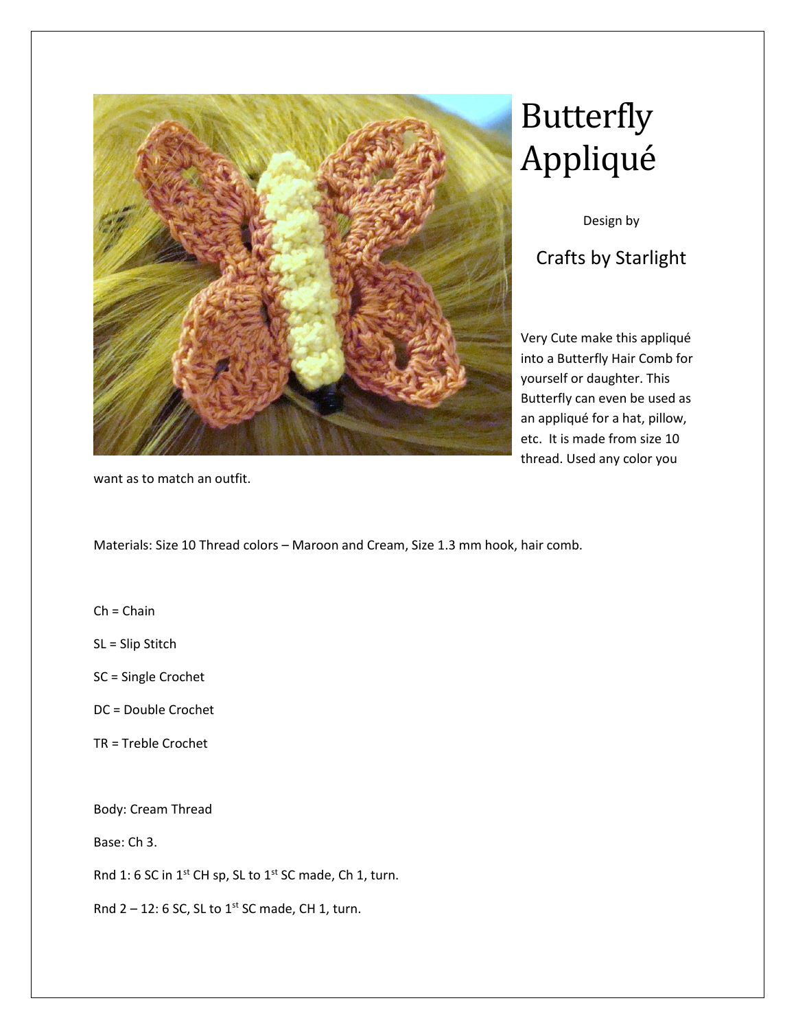# Butterfly Appliqué

Design by

Crafts by Starlight

Very Cute make this appliqué into a Butterfly Hair Comb for yourself or daughter. This Butterfly can even be used as an appliqué for a hat, pillow, etc. It is made from size 10 thread. Used any color you want as to match an outfit.

Materials: Size 10 Thread colors – Maroon and Cream, Size 1.3 mm hook, hair comb.

Ch = Chain

SL = Slip Stitch

SC = Single Crochet

DC = Double Crochet

TR = Treble Crochet

Body: Cream Thread

Base: Ch 3.

Rnd 1: 6 SC in 1st CH sp, SL to 1st SC made, Ch 1, turn.

Rnd 2 – 12: 6 SC, SL to 1st SC made, CH 1, turn.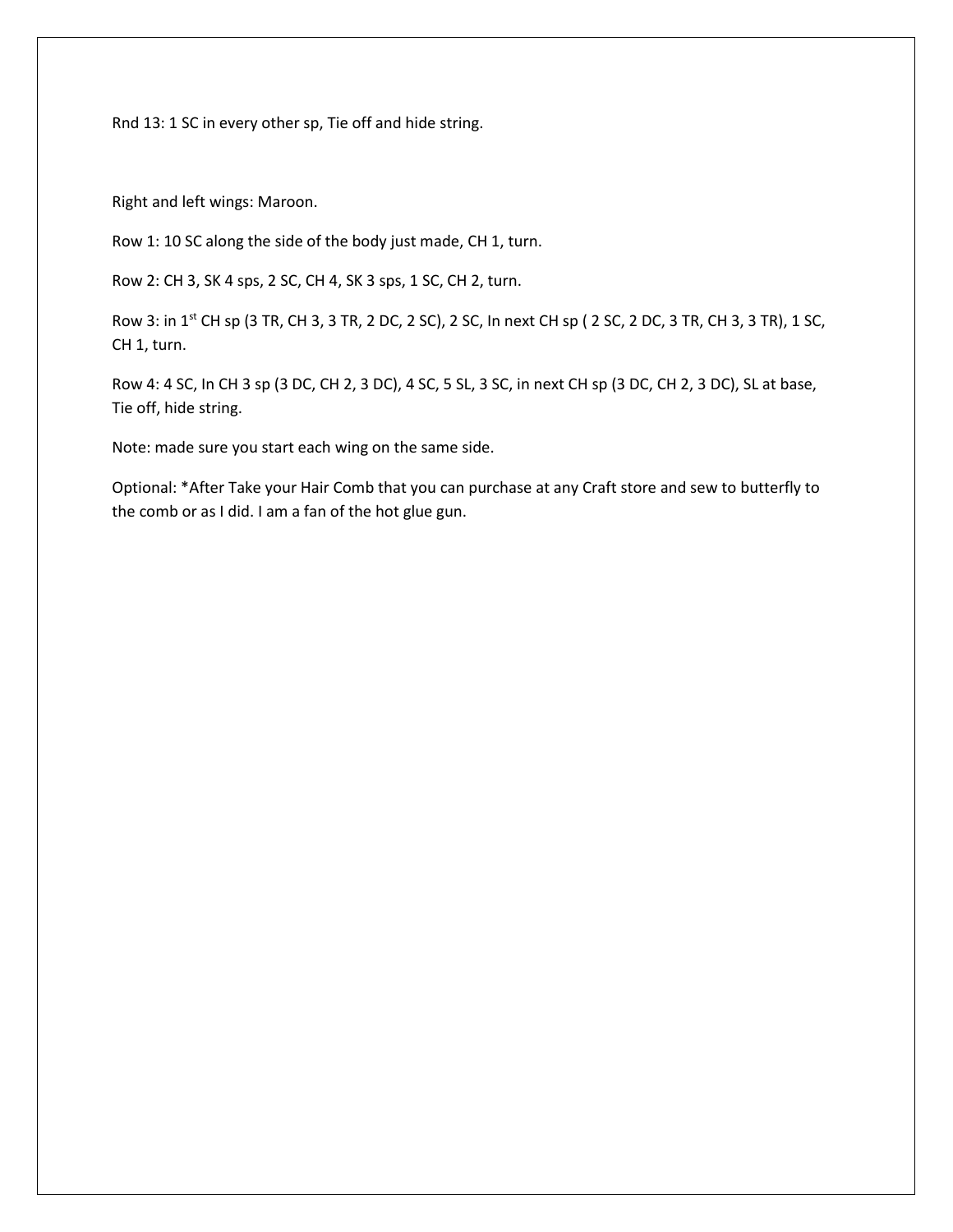Rnd 13: 1 SC in every other sp, Tie off and hide string.

Right and left wings: Maroon.

Row 1: 10 SC along the side of the body just made, CH 1, turn.

Row 2: CH 3, SK 4 sps, 2 SC, CH 4, SK 3 sps, 1 SC, CH 2, turn.

Row 3: in 1st CH sp (3 TR, CH 3, 3 TR, 2 DC, 2 SC), 2 SC, In next CH sp ( 2 SC, 2 DC, 3 TR, CH 3, 3 TR), 1 SC, CH 1, turn.

Row 4: 4 SC, In CH 3 sp (3 DC, CH 2, 3 DC), 4 SC, 5 SL, 3 SC, in next CH sp (3 DC, CH 2, 3 DC), SL at base, Tie off, hide string.

Note: made sure you start each wing on the same side.

Optional: *After Take your Hair Comb that you can purchase at any Craft store and sew to butterfly to the comb or as I did. I am a fan of the hot glue gun.